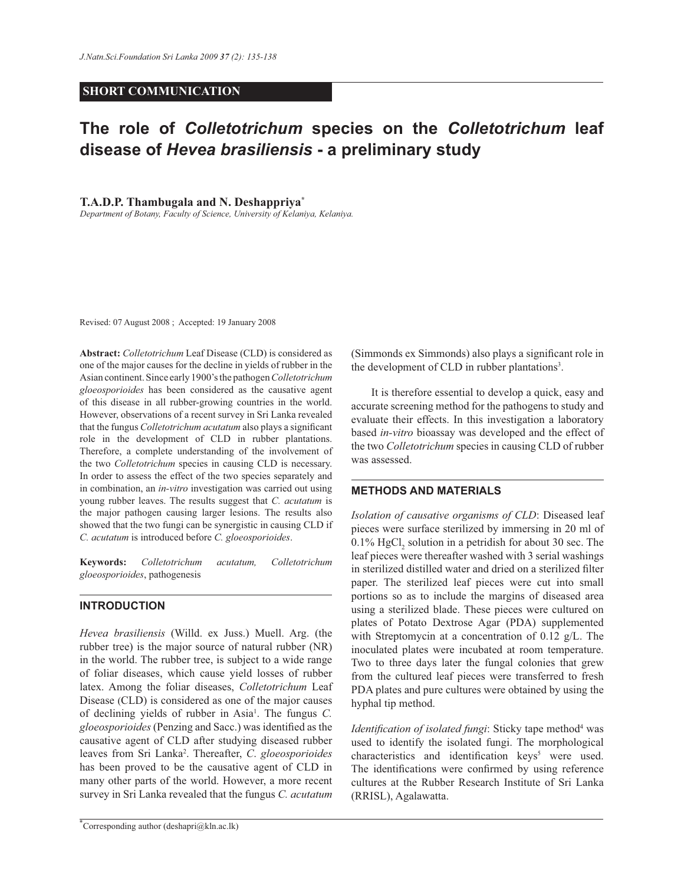SHORT COMMUNICATION

# The role of *Colletotrichum* species on the *Colletotrichum* leaf disease of *Hevea brasiliensis* - a preliminary study

**T.A.D.P. Thambugala and N. Deshappriya***

*Department of Botany, Faculty of Science, University of Kelaniya, Kelaniya.*

Revised: 07 August 2008 ; Accepted: 19 January 2008

**Abstract:** *Colletotrichum* Leaf Disease (CLD) is considered as one of the major causes for the decline in yields of rubber in the Asian continent. Since early 1900's the pathogen *Colletotrichum gloeosporioides* has been considered as the causative agent of this disease in all rubber-growing countries in the world. However, observations of a recent survey in Sri Lanka revealed that the fungus *Colletotrichum acutatum* also plays a significant role in the development of CLD in rubber plantations. Therefore, a complete understanding of the involvement of the two *Colletotrichum* species in causing CLD is necessary. In order to assess the effect of the two species separately and in combination, an *in-vitro* investigation was carried out using young rubber leaves. The results suggest that *C. acutatum* is the major pathogen causing larger lesions. The results also showed that the two fungi can be synergistic in causing CLD if *C. acutatum* is introduced before *C. gloeosporioides*.

**Keywords:** *Colletotrichum acutatum*, *Colletotrichum gloeosporioides*, pathogenesis

## INTRODUCTION

*Hevea brasiliensis* (Willd. ex Juss.) Muell. Arg. (the rubber tree) is the major source of natural rubber (NR) in the world. The rubber tree, is subject to a wide range of foliar diseases, which cause yield losses of rubber latex. Among the foliar diseases, *Colletotrichum* Leaf Disease (CLD) is considered as one of the major causes of declining yields of rubber in Asia[1]. The fungus *C. gloeosporioides* (Penzing and Sacc.) was identified as the causative agent of CLD after studying diseased rubber leaves from Sri Lanka[2]. Thereafter, *C. gloeosporioides* has been proved to be the causative agent of CLD in many other parts of the world. However, a more recent survey in Sri Lanka revealed that the fungus *C. acutatum* (Simmonds ex Simmonds) also plays a significant role in the development of CLD in rubber plantations[3].

It is therefore essential to develop a quick, easy and accurate screening method for the pathogens to study and evaluate their effects. In this investigation a laboratory based *in-vitro* bioassay was developed and the effect of the two *Colletotrichum* species in causing CLD of rubber was assessed.

## METHODS AND MATERIALS

*Isolation of causative organisms of CLD*: Diseased leaf pieces were surface sterilized by immersing in 20 ml of 0.1% $HgCl_2$ solution in a petridish for about 30 sec. The leaf pieces were thereafter washed with 3 serial washings in sterilized distilled water and dried on a sterilized filter paper. The sterilized leaf pieces were cut into small portions so as to include the margins of diseased area using a sterilized blade. These pieces were cultured on plates of Potato Dextrose Agar (PDA) supplemented with Streptomycin at a concentration of 0.12 g/L. The inoculated plates were incubated at room temperature. Two to three days later the fungal colonies that grew from the cultured leaf pieces were transferred to fresh PDA plates and pure cultures were obtained by using the hyphal tip method.

*Identification of isolated fungi*: Sticky tape method[4] was used to identify the isolated fungi. The morphological characteristics and identification keys[5] were used. The identifications were confirmed by using reference cultures at the Rubber Research Institute of Sri Lanka (RRISL), Agalawatta.

*Corresponding author (deshapri@kln.ac.lk)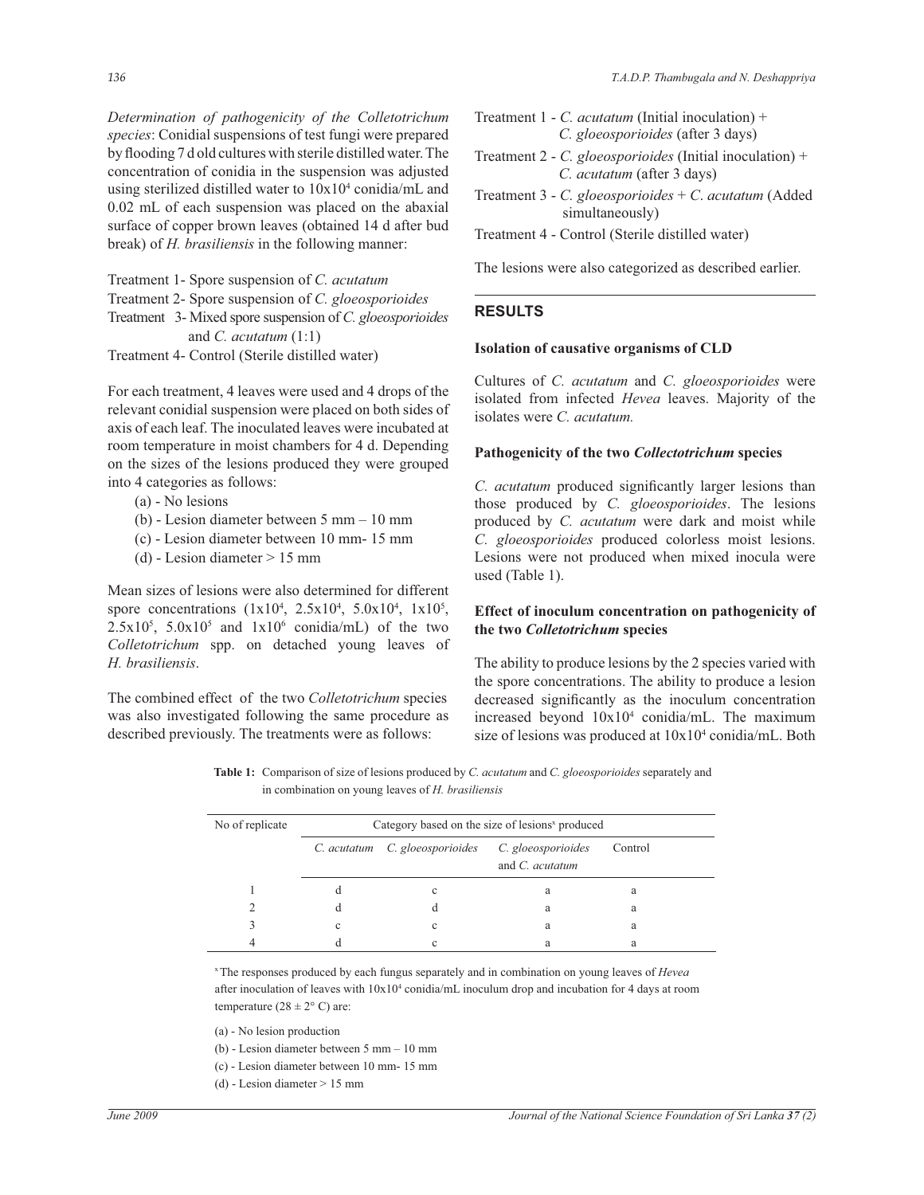*Determination of pathogenicity of the Colletotrichum species*: Conidial suspensions of test fungi were prepared by flooding 7 d old cultures with sterile distilled water. The concentration of conidia in the suspension was adjusted using sterilized distilled water to $10x10^4$ conidia/mL and 0.02 mL of each suspension was placed on the abaxial surface of copper brown leaves (obtained 14 d after bud break) of *H. brasiliensis* in the following manner:

Treatment 1- Spore suspension of *C. acutatum*
Treatment 2- Spore suspension of *C. gloeosporioides*
Treatment 3- Mixed spore suspension of *C. gloeosporioides* and *C. acutatum* (1:1)
Treatment 4- Control (Sterile distilled water)

For each treatment, 4 leaves were used and 4 drops of the relevant conidial suspension were placed on both sides of axis of each leaf. The inoculated leaves were incubated at room temperature in moist chambers for 4 d. Depending on the sizes of the lesions produced they were grouped into 4 categories as follows:

(a) - No lesions
(b) - Lesion diameter between 5 mm – 10 mm
(c) - Lesion diameter between 10 mm- 15 mm
(d) - Lesion diameter > 15 mm

Mean sizes of lesions were also determined for different spore concentrations ($1x10^4$, $2.5x10^4$, $5.0x10^4$, $1x10^5$, $2.5x10^5$, $5.0x10^5$ and $1x10^6$ conidia/mL) of the two *Colletotrichum* spp. on detached young leaves of *H. brasiliensis*.

The combined effect of the two *Colletotrichum* species was also investigated following the same procedure as described previously. The treatments were as follows:

Treatment 1 - *C. acutatum* (Initial inoculation) + *C. gloeosporioides* (after 3 days)
Treatment 2 - *C. gloeosporioides* (Initial inoculation) + *C. acutatum* (after 3 days)
Treatment 3 - *C. gloeosporioides* + *C. acutatum* (Added simultaneously)
Treatment 4 - Control (Sterile distilled water)

The lesions were also categorized as described earlier.

## RESULTS

### Isolation of causative organisms of CLD

Cultures of *C. acutatum* and *C. gloeosporioides* were isolated from infected *Hevea* leaves. Majority of the isolates were *C. acutatum.*

### Pathogenicity of the two *Collectotrichum* species

*C. acutatum* produced significantly larger lesions than those produced by *C. gloeosporioides*. The lesions produced by *C. acutatum* were dark and moist while *C. gloeosporioides* produced colorless moist lesions. Lesions were not produced when mixed inocula were used (Table 1).

### Effect of inoculum concentration on pathogenicity of the two *Colletotrichum* species

The ability to produce lesions by the 2 species varied with the spore concentrations. The ability to produce a lesion decreased significantly as the inoculum concentration increased beyond $10x10^4$ conidia/mL. The maximum size of lesions was produced at $10x10^4$ conidia/mL. Both

**Table 1:** Comparison of size of lesions produced by *C. acutatum* and *C. gloeosporioides* separately and in combination on young leaves of *H. brasiliensis*

| No of replicate | Category based on the size of lesions[x] produced | | | |
|---|---|---|---|---|
| | *C. acutatum* | *C. gloeosporioides* | *C. gloeosporioides* and *C. acutatum* | Control |
| 1 | d | c | a | a |
| 2 | d | d | a | a |
| 3 | c | c | a | a |
| 4 | d | c | a | a |

[x] The responses produced by each fungus separately and in combination on young leaves of *Hevea* after inoculation of leaves with $10x10^4$ conidia/mL inoculum drop and incubation for 4 days at room temperature ($28 \pm 2°$ C) are:

(a) - No lesion production
(b) - Lesion diameter between 5 mm – 10 mm
(c) - Lesion diameter between 10 mm- 15 mm
(d) - Lesion diameter > 15 mm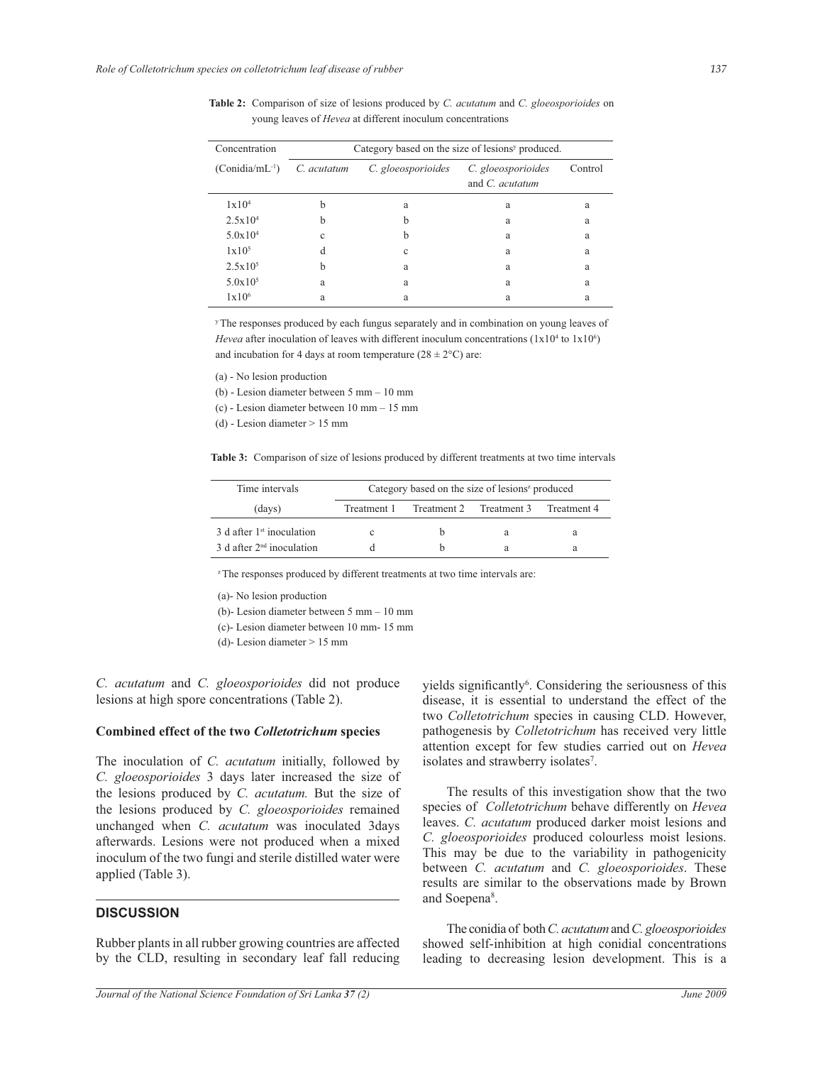**Table 2:** Comparison of size of lesions produced by *C. acutatum* and *C. gloeosporioides* on young leaves of *Hevea* at different inoculum concentrations

| Concentration (Conidia/mL$^{-1}$) | Category based on the size of lesions[y] produced. | | | |
|---|---|---|---|---|
| | *C. acutatum* | *C. gloeosporioides* | *C. gloeosporioides* and *C. acutatum* | Control |
| $1x10^4$ | b | a | a | a |
| $2.5x10^4$ | b | b | a | a |
| $5.0x10^4$ | c | b | a | a |
| $1x10^5$ | d | c | a | a |
| $2.5x10^5$ | b | a | a | a |
| $5.0x10^5$ | a | a | a | a |
| $1x10^6$ | a | a | a | a |

[y] The responses produced by each fungus separately and in combination on young leaves of *Hevea* after inoculation of leaves with different inoculum concentrations ($1x10^4$ to $1x10^6$) and incubation for 4 days at room temperature ($28 \pm 2$°C) are:

(a) - No lesion production

(b) - Lesion diameter between 5 mm – 10 mm

(c) - Lesion diameter between 10 mm – 15 mm

(d) - Lesion diameter > 15 mm

**Table 3:** Comparison of size of lesions produced by different treatments at two time intervals

| Time intervals (days) | Category based on the size of lesions[z] produced | | | |
|---|---|---|---|---|
| | Treatment 1 | Treatment 2 | Treatment 3 | Treatment 4 |
| 3 d after 1st inoculation | c | b | a | a |
| 3 d after 2nd inoculation | d | b | a | a |

[z] The responses produced by different treatments at two time intervals are:

(a)- No lesion production

(b)- Lesion diameter between 5 mm – 10 mm

(c)- Lesion diameter between 10 mm- 15 mm

(d)- Lesion diameter > 15 mm

*C. acutatum* and *C. gloeosporioides* did not produce lesions at high spore concentrations (Table 2).

### Combined effect of the two *Colletotrichum* species

The inoculation of *C. acutatum* initially, followed by *C. gloeosporioides* 3 days later increased the size of the lesions produced by *C. acutatum.* But the size of the lesions produced by *C. gloeosporioides* remained unchanged when *C. acutatum* was inoculated 3days afterwards. Lesions were not produced when a mixed inoculum of the two fungi and sterile distilled water were applied (Table 3).

## DISCUSSION

Rubber plants in all rubber growing countries are affected by the CLD, resulting in secondary leaf fall reducing yields significantly[6]. Considering the seriousness of this disease, it is essential to understand the effect of the two *Colletotrichum* species in causing CLD. However, pathogenesis by *Colletotrichum* has received very little attention except for few studies carried out on *Hevea* isolates and strawberry isolates[7].

The results of this investigation show that the two species of *Colletotrichum* behave differently on *Hevea* leaves. *C. acutatum* produced darker moist lesions and *C. gloeosporioides* produced colourless moist lesions. This may be due to the variability in pathogenicity between *C. acutatum* and *C. gloeosporioides*. These results are similar to the observations made by Brown and Soepena[8].

The conidia of both *C. acutatum* and *C. gloeosporioides* showed self-inhibition at high conidial concentrations leading to decreasing lesion development. This is a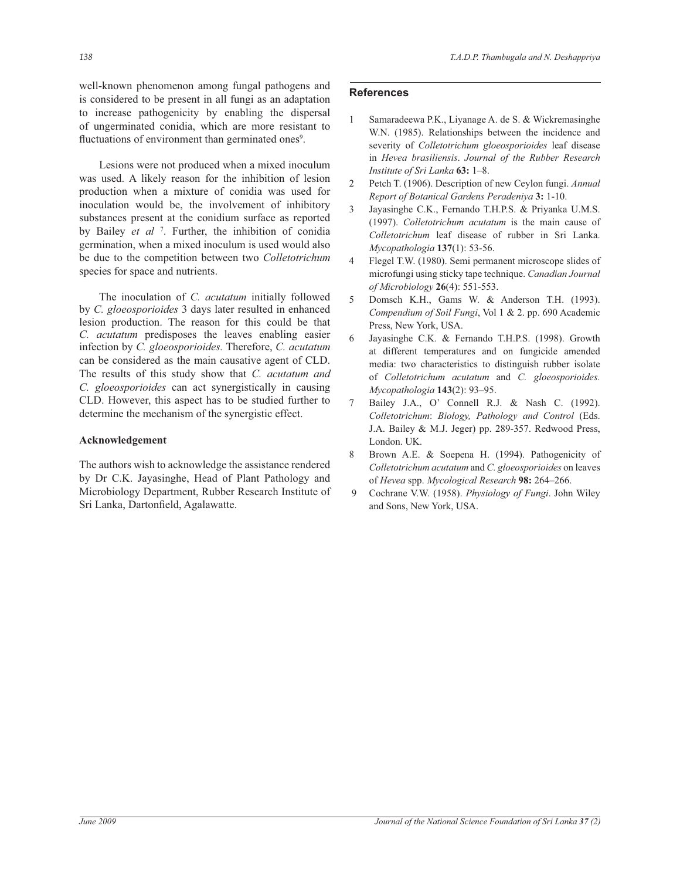well-known phenomenon among fungal pathogens and is considered to be present in all fungi as an adaptation to increase pathogenicity by enabling the dispersal of ungerminated conidia, which are more resistant to fluctuations of environment than germinated ones[9].

Lesions were not produced when a mixed inoculum was used. A likely reason for the inhibition of lesion production when a mixture of conidia was used for inoculation would be, the involvement of inhibitory substances present at the conidium surface as reported by Bailey *et al* [7]. Further, the inhibition of conidia germination, when a mixed inoculum is used would also be due to the competition between two *Colletotrichum* species for space and nutrients.

The inoculation of *C. acutatum* initially followed by *C. gloeosporioides* 3 days later resulted in enhanced lesion production. The reason for this could be that *C. acutatum* predisposes the leaves enabling easier infection by *C. gloeosporioides.* Therefore, *C. acutatum* can be considered as the main causative agent of CLD. The results of this study show that *C. acutatum and C. gloeosporioides* can act synergistically in causing CLD. However, this aspect has to be studied further to determine the mechanism of the synergistic effect.

### Acknowledgement

The authors wish to acknowledge the assistance rendered by Dr C.K. Jayasinghe, Head of Plant Pathology and Microbiology Department, Rubber Research Institute of Sri Lanka, Dartonfield, Agalawatte.

## References

1. Samaradeewa P.K., Liyanage A. de S. & Wickremasinghe W.N. (1985). Relationships between the incidence and severity of *Colletotrichum gloeosporioides* leaf disease in *Hevea brasiliensis*. *Journal of the Rubber Research Institute of Sri Lanka* **63:** 1–8.
2. Petch T. (1906). Description of new Ceylon fungi. *Annual Report of Botanical Gardens Peradeniya* **3:** 1-10.
3. Jayasinghe C.K., Fernando T.H.P.S. & Priyanka U.M.S. (1997). *Colletotrichum acutatum* is the main cause of *Colletotrichum* leaf disease of rubber in Sri Lanka. *Mycopathologia* **137**(1): 53-56.
4. Flegel T.W. (1980). Semi permanent microscope slides of microfungi using sticky tape technique. *Canadian Journal of Microbiology* **26**(4): 551-553.
5. Domsch K.H., Gams W. & Anderson T.H. (1993). *Compendium of Soil Fungi*, Vol 1 & 2. pp. 690 Academic Press, New York, USA.
6. Jayasinghe C.K. & Fernando T.H.P.S. (1998). Growth at different temperatures and on fungicide amended media: two characteristics to distinguish rubber isolate of *Colletotrichum acutatum* and *C. gloeosporioides. Mycopathologia* **143**(2): 93–95.
7. Bailey J.A., O' Connell R.J. & Nash C. (1992). *Colletotrichum*: *Biology, Pathology and Control* (Eds. J.A. Bailey & M.J. Jeger) pp. 289-357. Redwood Press, London. UK.
8. Brown A.E. & Soepena H. (1994). Pathogenicity of *Colletotrichum acutatum* and *C. gloeosporioides* on leaves of *Hevea* spp. *Mycological Research* **98:** 264–266.
9. Cochrane V.W. (1958). *Physiology of Fungi*. John Wiley and Sons, New York, USA.